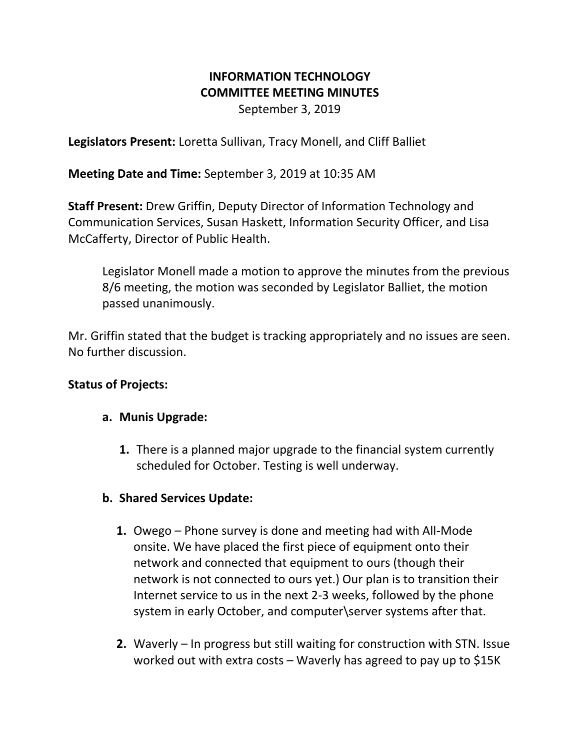# INFORMATION TECHNOLOGY
# COMMITTEE MEETING MINUTES

September 3, 2019

**Legislators Present:** Loretta Sullivan, Tracy Monell, and Cliff Balliet

**Meeting Date and Time:** September 3, 2019 at 10:35 AM

**Staff Present:** Drew Griffin, Deputy Director of Information Technology and Communication Services, Susan Haskett, Information Security Officer, and Lisa McCafferty, Director of Public Health.

Legislator Monell made a motion to approve the minutes from the previous 8/6 meeting, the motion was seconded by Legislator Balliet, the motion passed unanimously.

Mr. Griffin stated that the budget is tracking appropriately and no issues are seen. No further discussion.

**Status of Projects:**

**a. Munis Upgrade:**

1. There is a planned major upgrade to the financial system currently scheduled for October. Testing is well underway.

**b. Shared Services Update:**

1. Owego – Phone survey is done and meeting had with All-Mode onsite. We have placed the first piece of equipment onto their network and connected that equipment to ours (though their network is not connected to ours yet.) Our plan is to transition their Internet service to us in the next 2-3 weeks, followed by the phone system in early October, and computer\server systems after that.

2. Waverly – In progress but still waiting for construction with STN. Issue worked out with extra costs – Waverly has agreed to pay up to $15K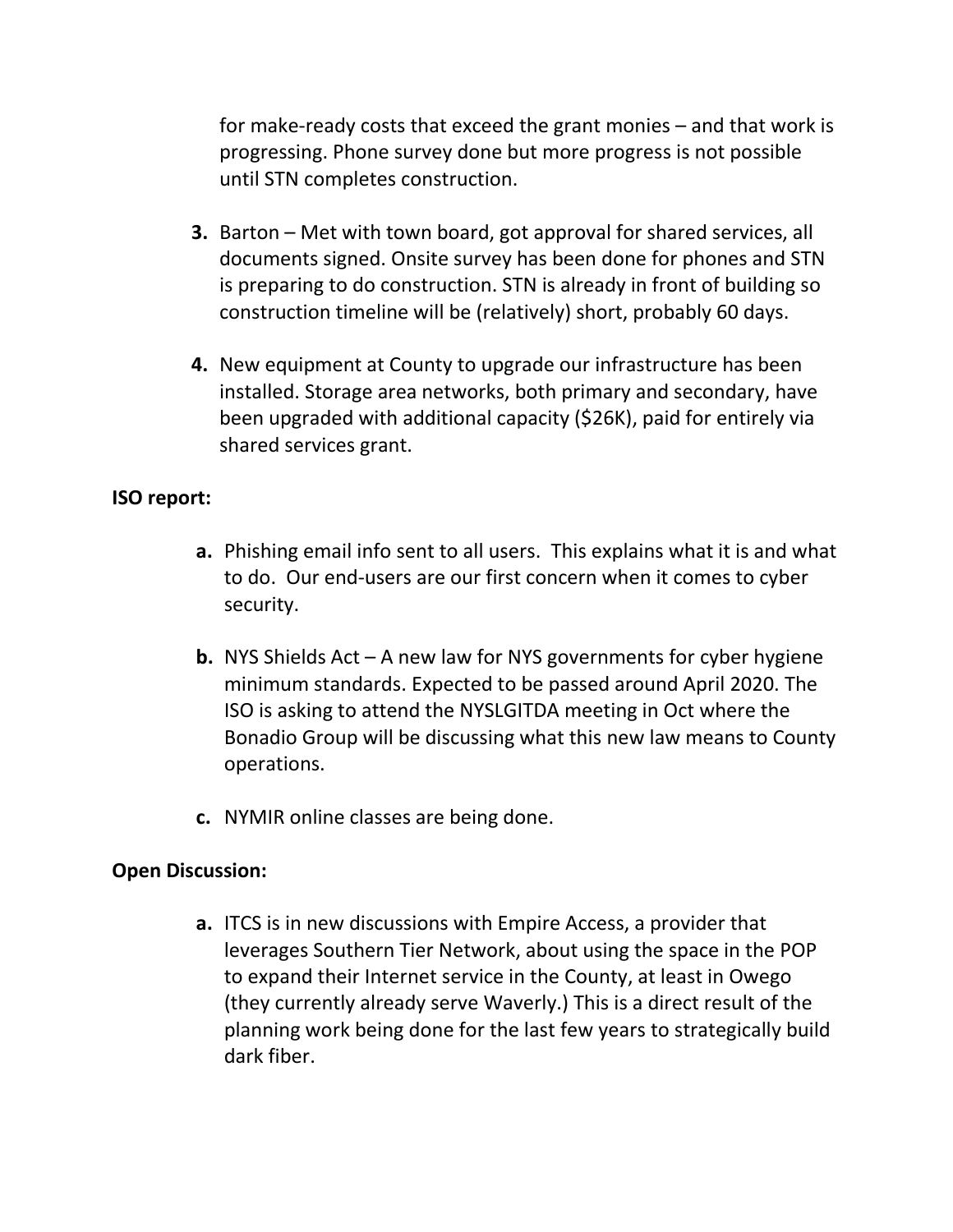for make-ready costs that exceed the grant monies – and that work is progressing. Phone survey done but more progress is not possible until STN completes construction.

3. Barton – Met with town board, got approval for shared services, all documents signed. Onsite survey has been done for phones and STN is preparing to do construction. STN is already in front of building so construction timeline will be (relatively) short, probably 60 days.

4. New equipment at County to upgrade our infrastructure has been installed. Storage area networks, both primary and secondary, have been upgraded with additional capacity ($26K), paid for entirely via shared services grant.

**ISO report:**

- **a.** Phishing email info sent to all users. This explains what it is and what to do. Our end-users are our first concern when it comes to cyber security.

- **b.** NYS Shields Act – A new law for NYS governments for cyber hygiene minimum standards. Expected to be passed around April 2020. The ISO is asking to attend the NYSLGITDA meeting in Oct where the Bonadio Group will be discussing what this new law means to County operations.

- **c.** NYMIR online classes are being done.

**Open Discussion:**

- **a.** ITCS is in new discussions with Empire Access, a provider that leverages Southern Tier Network, about using the space in the POP to expand their Internet service in the County, at least in Owego (they currently already serve Waverly.) This is a direct result of the planning work being done for the last few years to strategically build dark fiber.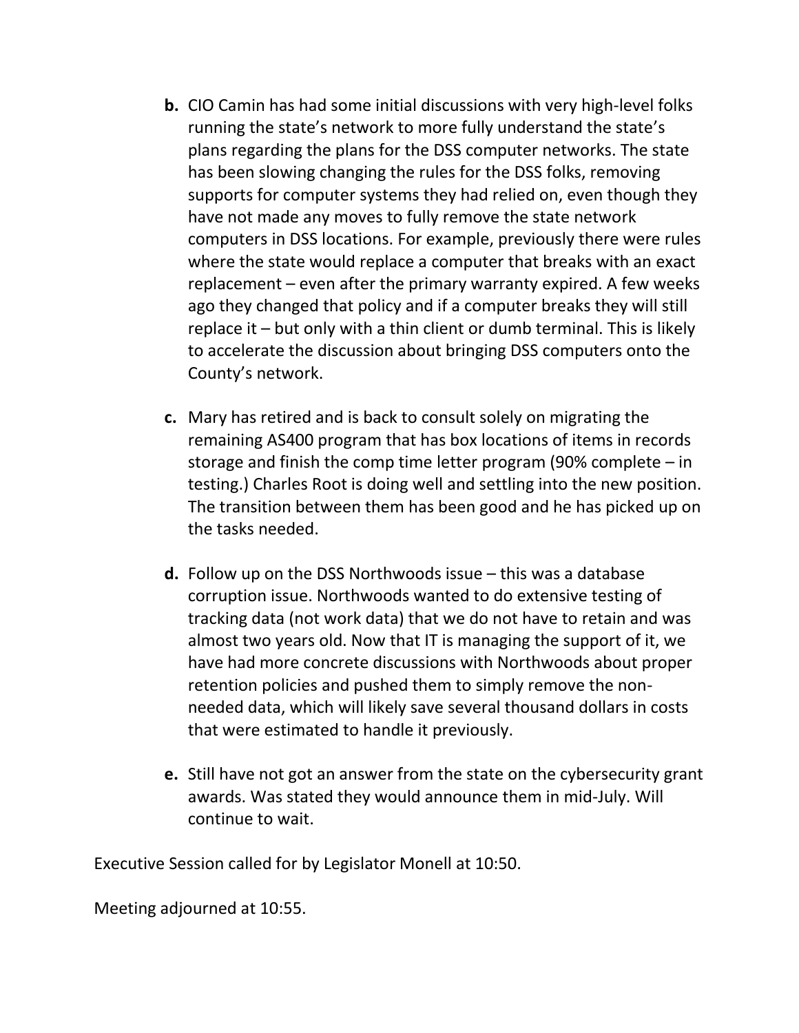b. CIO Camin has had some initial discussions with very high-level folks running the state's network to more fully understand the state's plans regarding the plans for the DSS computer networks. The state has been slowing changing the rules for the DSS folks, removing supports for computer systems they had relied on, even though they have not made any moves to fully remove the state network computers in DSS locations. For example, previously there were rules where the state would replace a computer that breaks with an exact replacement – even after the primary warranty expired. A few weeks ago they changed that policy and if a computer breaks they will still replace it – but only with a thin client or dumb terminal. This is likely to accelerate the discussion about bringing DSS computers onto the County's network.

c. Mary has retired and is back to consult solely on migrating the remaining AS400 program that has box locations of items in records storage and finish the comp time letter program (90% complete – in testing.) Charles Root is doing well and settling into the new position. The transition between them has been good and he has picked up on the tasks needed.

d. Follow up on the DSS Northwoods issue – this was a database corruption issue. Northwoods wanted to do extensive testing of tracking data (not work data) that we do not have to retain and was almost two years old. Now that IT is managing the support of it, we have had more concrete discussions with Northwoods about proper retention policies and pushed them to simply remove the non-needed data, which will likely save several thousand dollars in costs that were estimated to handle it previously.

e. Still have not got an answer from the state on the cybersecurity grant awards. Was stated they would announce them in mid-July. Will continue to wait.

Executive Session called for by Legislator Monell at 10:50.

Meeting adjourned at 10:55.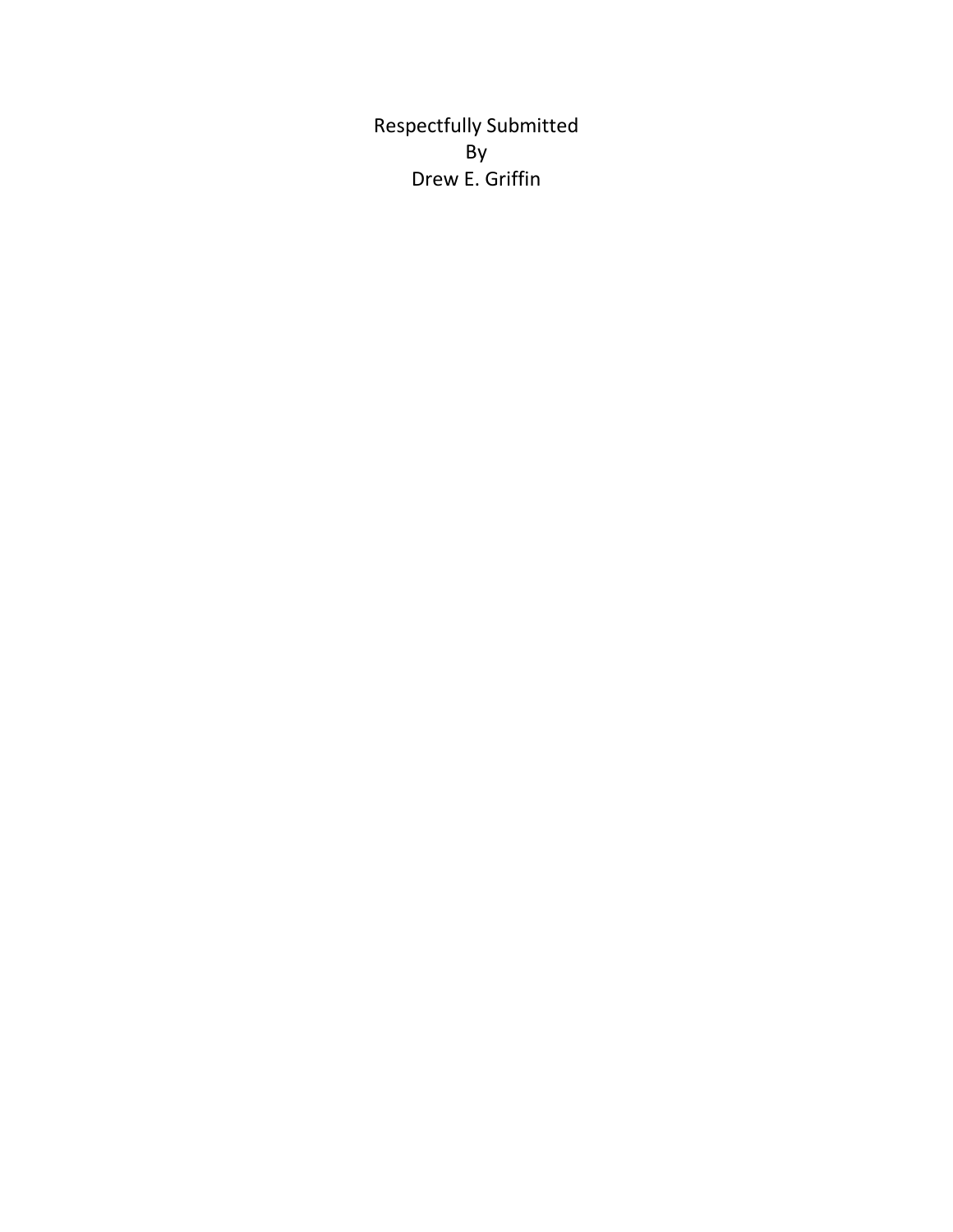Respectfully Submitted
By
Drew E. Griffin